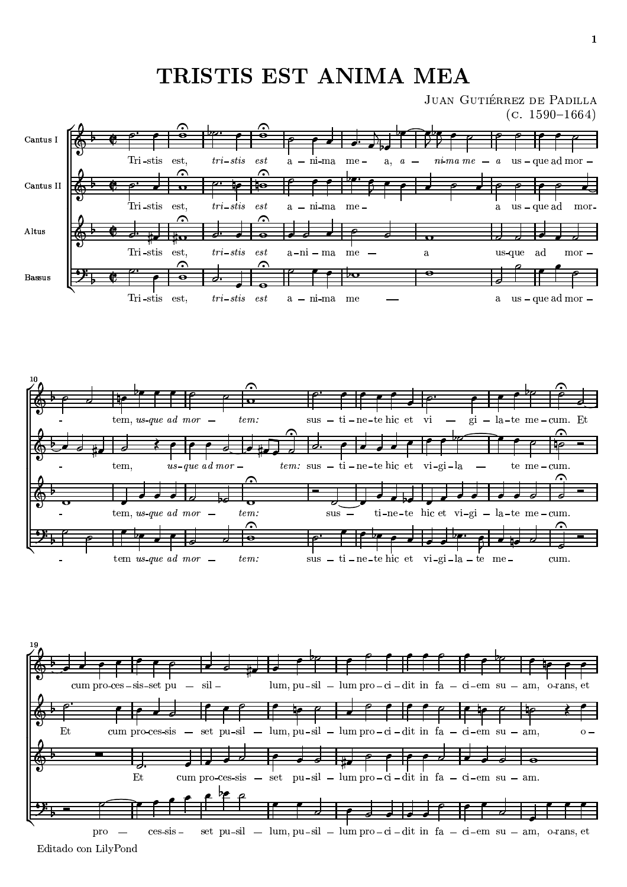# TRISTIS EST ANIMA MEA

Juan Gutiérrez de Padilla
(c. 1590–1664)

Cantus I

Cantus II

Altus

Bassus

Editado con LilyPond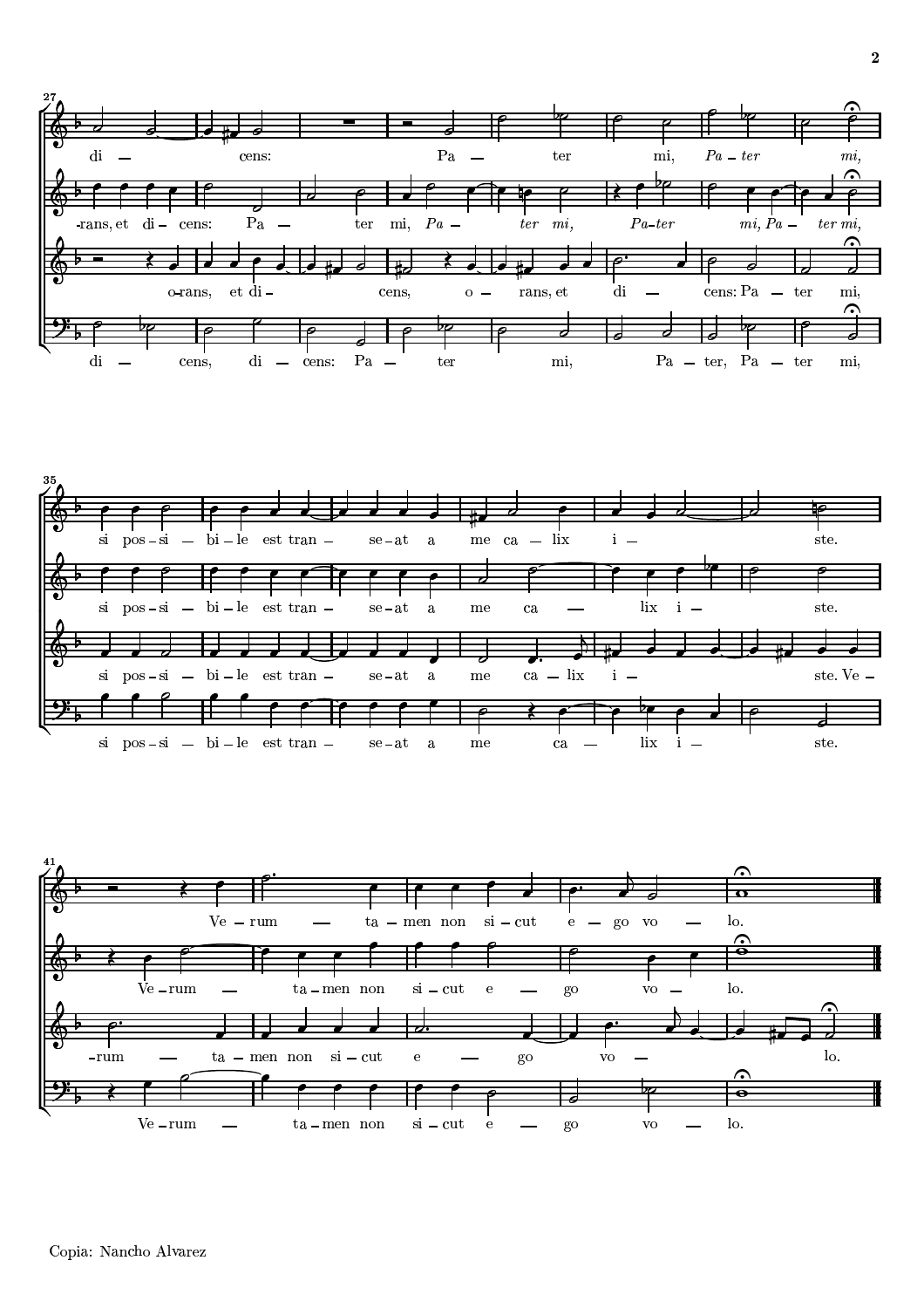Copia: Nancho Alvarez